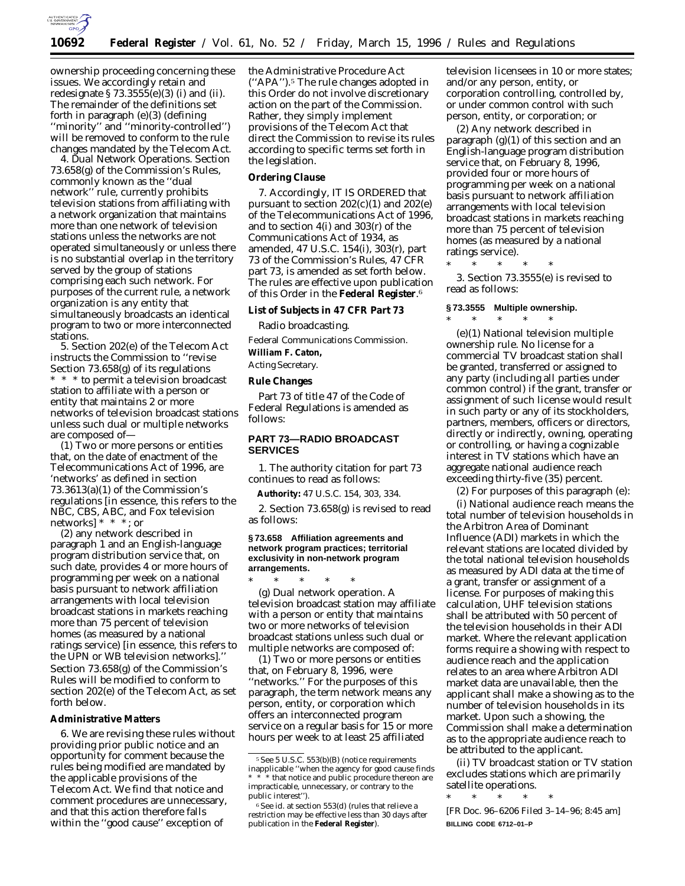ownership proceeding concerning these issues. We accordingly retain and redesignate § 73.3555(e)(3) (i) and (ii). The remainder of the definitions set forth in paragraph (e)(3) (defining ''minority'' and ''minority-controlled'') will be removed to conform to the rule changes mandated by the Telecom Act.

4. *Dual Network Operations.* Section 73.658(g) of the Commission's Rules, commonly known as the ''dual network'' rule, currently prohibits television stations from affiliating with a network organization that maintains more than one network of television stations unless the networks are not operated simultaneously or unless there is no substantial overlap in the territory served by the group of stations comprising each such network. For purposes of the current rule, a network organization is any entity that simultaneously broadcasts an identical program to two or more interconnected stations.

5. Section 202(e) of the Telecom Act instructs the Commission to ''revise Section 73.658(g) of its regulations * * * to permit a television broadcast station to affiliate with a person or entity that maintains 2 or more networks of television broadcast stations unless such dual or multiple networks are composed of—

(1) Two or more persons or entities that, on the date of enactment of the Telecommunications Act of 1996, are 'networks' as defined in section 73.3613(a)(1) of the Commission's regulations [in essence, this refers to the NBC, CBS, ABC, and Fox television networks] * * *; or

(2) any network described in paragraph 1 and an English-language program distribution service that, on such date, provides 4 or more hours of programming per week on a national basis pursuant to network affiliation arrangements with local television broadcast stations in markets reaching more than 75 percent of television homes (as measured by a national ratings service) [in essence, this refers to the UPN or WB television networks].'' Section 73.658(g) of the Commission's Rules will be modified to conform to section 202(e) of the Telecom Act, as set forth below.

**Administrative Matters**

6. We are revising these rules without providing prior public notice and an opportunity for comment because the rules being modified are mandated by the applicable provisions of the Telecom Act. We find that notice and comment procedures are unnecessary, and that this action therefore falls within the ''good cause'' exception of the Administrative Procedure Act (''APA'').[5] The rule changes adopted in this Order do not involve discretionary action on the part of the Commission. Rather, they simply implement provisions of the Telecom Act that direct the Commission to revise its rules according to specific terms set forth in the legislation.

**Ordering Clause**

7. Accordingly, IT IS ORDERED that pursuant to section 202(c)(1) and 202(e) of the Telecommunications Act of 1996, and to section 4(i) and 303(r) of the Communications Act of 1934, as amended, 47 U.S.C. 154(i), 303(r), part 73 of the Commission's Rules, 47 CFR part 73, is amended as set forth below. The rules are effective upon publication of this Order in the **Federal Register**.[6]

**List of Subjects in 47 CFR Part 73**

Radio broadcasting.

Federal Communications Commission.

**William F. Caton,**

*Acting Secretary.*

**Rule Changes**

Part 73 of title 47 of the Code of Federal Regulations is amended as follows:

## PART 73—RADIO BROADCAST SERVICES

1. The authority citation for part 73 continues to read as follows:

**Authority:** 47 U.S.C. 154, 303, 334.

2. Section 73.658(g) is revised to read as follows:

**§ 73.658 Affiliation agreements and network program practices; territorial exclusivity in non-network program arrangements.**

* * * * *

(g) *Dual network operation.* A television broadcast station may affiliate with a person or entity that maintains two or more networks of television broadcast stations unless such dual or multiple networks are composed of:

(1) Two or more persons or entities that, on February 8, 1996, were ''networks.'' For the purposes of this paragraph, the term network means any person, entity, or corporation which offers an interconnected program service on a regular basis for 15 or more hours per week to at least 25 affiliated television licensees in 10 or more states; and/or any person, entity, or corporation controlling, controlled by, or under common control with such person, entity, or corporation; or

(2) Any network described in paragraph (g)(1) of this section and an English-language program distribution service that, on February 8, 1996, provided four or more hours of programming per week on a national basis pursuant to network affiliation arrangements with local television broadcast stations in markets reaching more than 75 percent of television homes (as measured by a national ratings service).

* * * * *

3. Section 73.3555(e) is revised to read as follows:

**§ 73.3555 Multiple ownership.**

* * * * *

(e)(1) *National television multiple ownership rule.* No license for a commercial TV broadcast station shall be granted, transferred or assigned to any party (including all parties under common control) if the grant, transfer or assignment of such license would result in such party or any of its stockholders, partners, members, officers or directors, directly or indirectly, owning, operating or controlling, or having a cognizable interest in TV stations which have an aggregate national audience reach exceeding thirty-five (35) percent.

(2) For purposes of this paragraph (e):

(i) *National audience reach* means the total number of television households in the Arbitron Area of Dominant Influence (ADI) markets in which the relevant stations are located divided by the total national television households as measured by ADI data at the time of a grant, transfer or assignment of a license. For purposes of making this calculation, UHF television stations shall be attributed with 50 percent of the television households in their ADI market. Where the relevant application forms require a showing with respect to audience reach and the application relates to an area where Arbitron ADI market data are unavailable, then the applicant shall make a showing as to the number of television households in its market. Upon such a showing, the Commission shall make a determination as to the appropriate audience reach to be attributed to the applicant.

(ii) *TV broadcast station* or *TV station* excludes stations which are primarily satellite operations.

* * * * *

[FR Doc. 96–6206 Filed 3–14–96; 8:45 am]

**BILLING CODE 6712–01–P**

---

[5] See 5 U.S.C. 553(b)(B) (notice requirements inapplicable ''when the agency for good cause finds * * * that notice and public procedure thereon are impracticable, unnecessary, or contrary to the public interest'').

[6] See id. at section 553(d) (rules that relieve a restriction may be effective less than 30 days after publication in the **Federal Register**).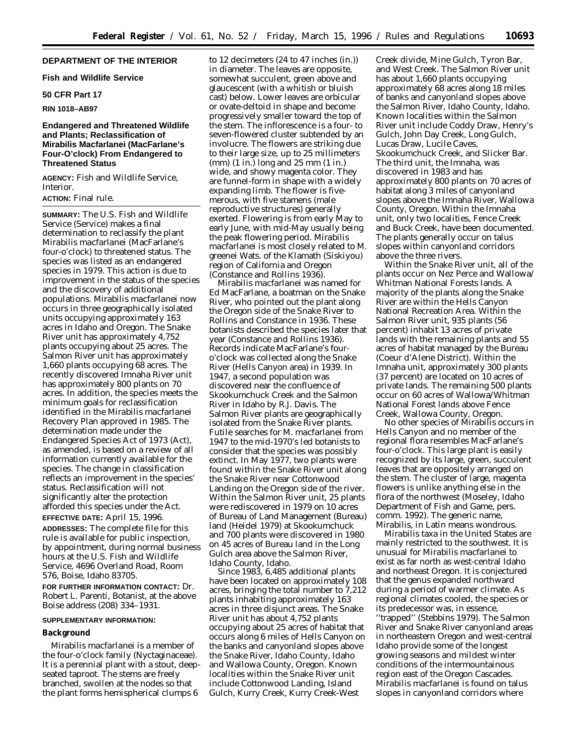## DEPARTMENT OF THE INTERIOR

### Fish and Wildlife Service

### 50 CFR Part 17

### RIN 1018–AB97

## Endangered and Threatened Wildlife and Plants; Reclassification of *Mirabilis Macfarlanei* (MacFarlane's Four-O'clock) From Endangered to Threatened Status

**AGENCY:** Fish and Wildlife Service, Interior.

**ACTION:** Final rule.

**SUMMARY:** The U.S. Fish and Wildlife Service (Service) makes a final determination to reclassify the plant *Mirabilis macfarlanei* (MacFarlane's four-o'clock) to threatened status. The species was listed as an endangered species in 1979. This action is due to improvement in the status of the species and the discovery of additional populations. *Mirabilis macfarlanei* now occurs in three geographically isolated units occupying approximately 163 acres in Idaho and Oregon. The Snake River unit has approximately 4,752 plants occupying about 25 acres. The Salmon River unit has approximately 1,660 plants occupying 68 acres. The recently discovered Imnaha River unit has approximately 800 plants on 70 acres. In addition, the species meets the minimum goals for reclassification identified in the *Mirabilis macfarlanei* Recovery Plan approved in 1985. The determination made under the Endangered Species Act of 1973 (Act), as amended, is based on a review of all information currently available for the species. The change in classification reflects an improvement in the species' status. Reclassification will not significantly alter the protection afforded this species under the Act.

**EFFECTIVE DATE:** April 15, 1996.

**ADDRESSES:** The complete file for this rule is available for public inspection, by appointment, during normal business hours at the U.S. Fish and Wildlife Service, 4696 Overland Road, Room 576, Boise, Idaho 83705.

**FOR FURTHER INFORMATION CONTACT:** Dr. Robert L. Parenti, Botanist, at the above Boise address (208) 334–1931.

**SUPPLEMENTARY INFORMATION:**

### Background

*Mirabilis macfarlanei* is a member of the four-o'clock family (Nyctaginaceae). It is a perennial plant with a stout, deep-seated taproot. The stems are freely branched, swollen at the nodes so that the plant forms hemispherical clumps 6 to 12 decimeters (24 to 47 inches (in.)) in diameter. The leaves are opposite, somewhat succulent, green above and glaucescent (with a whitish or bluish cast) below. Lower leaves are orbicular or ovate-deltoid in shape and become progressively smaller toward the top of the stem. The inflorescence is a four- to seven-flowered cluster subtended by an involucre. The flowers are striking due to their large size, up to 25 millimeters (mm) (1 in.) long and 25 mm (1 in.) wide, and showy magenta color. They are funnel-form in shape with a widely expanding limb. The flower is five-merous, with five stamens (male reproductive structures) generally exerted. Flowering is from early May to early June, with mid-May usually being the peak flowering period. *Mirabilis macfarlanei* is most closely related to *M. greenei* Wats. of the Klamath (Siskiyou) region of California and Oregon (Constance and Rollins 1936).

*Mirabilis macfarlanei* was named for Ed MacFarlane, a boatman on the Snake River, who pointed out the plant along the Oregon side of the Snake River to Rollins and Constance in 1936. These botanists described the species later that year (Constance and Rollins 1936). Records indicate MacFarlane's four-o'clock was collected along the Snake River (Hells Canyon area) in 1939. In 1947, a second population was discovered near the confluence of Skookumchuck Creek and the Salmon River in Idaho by R.J. Davis. The Salmon River plants are geographically isolated from the Snake River plants. Futile searches for *M. macfarlanei* from 1947 to the mid-1970's led botanists to consider that the species was possibly extinct. In May 1977, two plants were found within the Snake River unit along the Snake River near Cottonwood Landing on the Oregon side of the river. Within the Salmon River unit, 25 plants were rediscovered in 1979 on 10 acres of Bureau of Land Management (Bureau) land (Heidel 1979) at Skookumchuck and 700 plants were discovered in 1980 on 45 acres of Bureau land in the Long Gulch area above the Salmon River, Idaho County, Idaho.

Since 1983, 6,485 additional plants have been located on approximately 108 acres, bringing the total number to 7,212 plants inhabiting approximately 163 acres in three disjunct areas. The Snake River unit has about 4,752 plants occupying about 25 acres of habitat that occurs along 6 miles of Hells Canyon on the banks and canyonland slopes above the Snake River, Idaho County, Idaho and Wallowa County, Oregon. Known localities within the Snake River unit include Cottonwood Landing, Island Gulch, Kurry Creek, Kurry Creek-West Creek divide, Mine Gulch, Tyron Bar, and West Creek. The Salmon River unit has about 1,660 plants occupying approximately 68 acres along 18 miles of banks and canyonland slopes above the Salmon River, Idaho County, Idaho. Known localities within the Salmon River unit include Coddy Draw, Henry's Gulch, John Day Creek, Long Gulch, Lucas Draw, Lucile Caves, Skookumchuck Creek, and Slicker Bar. The third unit, the Imnaha, was discovered in 1983 and has approximately 800 plants on 70 acres of habitat along 3 miles of canyonland slopes above the Imnaha River, Wallowa County, Oregon. Within the Imnaha unit, only two localities, Fence Creek and Buck Creek, have been documented. The plants generally occur on talus slopes within canyonland corridors above the three rivers.

Within the Snake River unit, all of the plants occur on Nez Perce and Wallowa/Whitman National Forests lands. A majority of the plants along the Snake River are within the Hells Canyon National Recreation Area. Within the Salmon River unit, 935 plants (56 percent) inhabit 13 acres of private lands with the remaining plants and 55 acres of habitat managed by the Bureau (Coeur d'Alene District). Within the Imnaha unit, approximately 300 plants (37 percent) are located on 10 acres of private lands. The remaining 500 plants occur on 60 acres of Wallowa/Whitman National Forest lands above Fence Creek, Wallowa County, Oregon.

No other species of *Mirabilis* occurs in Hells Canyon and no member of the regional flora resembles MacFarlane's four-o'clock. This large plant is easily recognized by its large, green, succulent leaves that are oppositely arranged on the stem. The cluster of large, magenta flowers is unlike anything else in the flora of the northwest (Moseley, Idaho Department of Fish and Game, pers. comm. 1992). The generic name, *Mirabilis*, in Latin means wondrous.

*Mirabilis* taxa in the United States are mainly restricted to the southwest. It is unusual for *Mirabilis macfarlanei* to exist as far north as west-central Idaho and northeast Oregon. It is conjectured that the genus expanded northward during a period of warmer climate. As regional climates cooled, the species or its predecessor was, in essence, "trapped" (Stebbins 1979). The Salmon River and Snake River canyonland areas in northeastern Oregon and west-central Idaho provide some of the longest growing seasons and mildest winter conditions of the intermountainous region east of the Oregon Cascades. *Mirabilis macfarlanei* is found on talus slopes in canyonland corridors where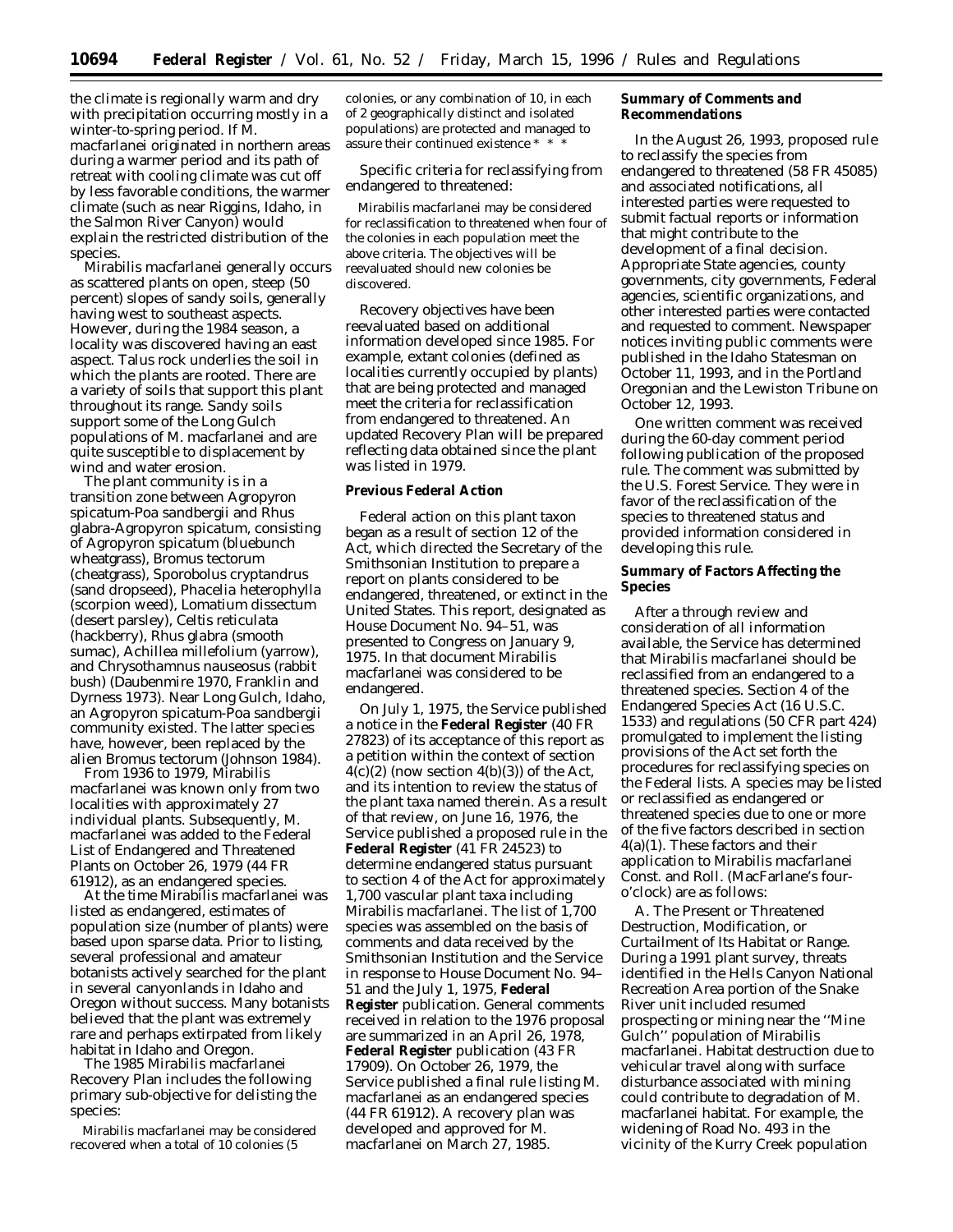the climate is regionally warm and dry with precipitation occurring mostly in a winter-to-spring period. If *M. macfarlanei* originated in northern areas during a warmer period and its path of retreat with cooling climate was cut off by less favorable conditions, the warmer climate (such as near Riggins, Idaho, in the Salmon River Canyon) would explain the restricted distribution of the species.

*Mirabilis macfarlanei* generally occurs as scattered plants on open, steep (50 percent) slopes of sandy soils, generally having west to southeast aspects. However, during the 1984 season, a locality was discovered having an east aspect. Talus rock underlies the soil in which the plants are rooted. There are a variety of soils that support this plant throughout its range. Sandy soils support some of the Long Gulch populations of *M. macfarlanei* and are quite susceptible to displacement by wind and water erosion.

The plant community is in a transition zone between *Agropyron spicatum-Poa sandbergii* and *Rhus glabra-Agropyron spicatum*, consisting of *Agropyron spicatum* (bluebunch wheatgrass), *Bromus tectorum* (cheatgrass), *Sporobolus cryptandrus* (sand dropseed), *Phacelia heterophylla* (scorpion weed), *Lomatium dissectum* (desert parsley), *Celtis reticulata* (hackberry), *Rhus glabra* (smooth sumac), *Achillea millefolium* (yarrow), and *Chrysothamnus nauseosus* (rabbit bush) (Daubenmire 1970, Franklin and Dyrness 1973). Near Long Gulch, Idaho, an *Agropyron spicatum-Poa sandbergii* community existed. The latter species have, however, been replaced by the alien *Bromus tectorum* (Johnson 1984).

From 1936 to 1979, *Mirabilis macfarlanei* was known only from two localities with approximately 27 individual plants. Subsequently, *M. macfarlanei* was added to the Federal List of Endangered and Threatened Plants on October 26, 1979 (44 FR 61912), as an endangered species.

At the time *Mirabilis macfarlanei* was listed as endangered, estimates of population size (number of plants) were based upon sparse data. Prior to listing, several professional and amateur botanists actively searched for the plant in several canyonlands in Idaho and Oregon without success. Many botanists believed that the plant was extremely rare and perhaps extirpated from likely habitat in Idaho and Oregon.

The 1985 *Mirabilis macfarlanei* Recovery Plan includes the following primary sub-objective for delisting the species:

> *Mirabilis macfarlanei* may be considered recovered when a total of 10 colonies (5 colonies, or any combination of 10, in each of 2 geographically distinct and isolated populations) are protected and managed to assure their continued existence * * *

Specific criteria for reclassifying from endangered to threatened:

> *Mirabilis macfarlanei* may be considered for reclassification to threatened when four of the colonies in each population meet the above criteria. The objectives will be reevaluated should new colonies be discovered.

Recovery objectives have been reevaluated based on additional information developed since 1985. For example, extant colonies (defined as localities currently occupied by plants) that are being protected and managed meet the criteria for reclassification from endangered to threatened. An updated Recovery Plan will be prepared reflecting data obtained since the plant was listed in 1979.

## Previous Federal Action

Federal action on this plant taxon began as a result of section 12 of the Act, which directed the Secretary of the Smithsonian Institution to prepare a report on plants considered to be endangered, threatened, or extinct in the United States. This report, designated as House Document No. 94–51, was presented to Congress on January 9, 1975. In that document *Mirabilis macfarlanei* was considered to be endangered.

On July 1, 1975, the Service published a notice in the **Federal Register** (40 FR 27823) of its acceptance of this report as a petition within the context of section 4(c)(2) (now section 4(b)(3)) of the Act, and its intention to review the status of the plant taxa named therein. As a result of that review, on June 16, 1976, the Service published a proposed rule in the **Federal Register** (41 FR 24523) to determine endangered status pursuant to section 4 of the Act for approximately 1,700 vascular plant taxa including *Mirabilis macfarlanei*. The list of 1,700 species was assembled on the basis of comments and data received by the Smithsonian Institution and the Service in response to House Document No. 94–51 and the July 1, 1975, **Federal Register** publication. General comments received in relation to the 1976 proposal are summarized in an April 26, 1978, **Federal Register** publication (43 FR 17909). On October 26, 1979, the Service published a final rule listing *M. macfarlanei* as an endangered species (44 FR 61912). A recovery plan was developed and approved for *M. macfarlanei* on March 27, 1985.

## Summary of Comments and Recommendations

In the August 26, 1993, proposed rule to reclassify the species from endangered to threatened (58 FR 45085) and associated notifications, all interested parties were requested to submit factual reports or information that might contribute to the development of a final decision. Appropriate State agencies, county governments, city governments, Federal agencies, scientific organizations, and other interested parties were contacted and requested to comment. Newspaper notices inviting public comments were published in the Idaho Statesman on October 11, 1993, and in the Portland Oregonian and the Lewiston Tribune on October 12, 1993.

One written comment was received during the 60-day comment period following publication of the proposed rule. The comment was submitted by the U.S. Forest Service. They were in favor of the reclassification of the species to threatened status and provided information considered in developing this rule.

## Summary of Factors Affecting the Species

After a through review and consideration of all information available, the Service has determined that *Mirabilis macfarlanei* should be reclassified from an endangered to a threatened species. Section 4 of the Endangered Species Act (16 U.S.C. 1533) and regulations (50 CFR part 424) promulgated to implement the listing provisions of the Act set forth the procedures for reclassifying species on the Federal lists. A species may be listed or reclassified as endangered or threatened species due to one or more of the five factors described in section 4(a)(1). These factors and their application to *Mirabilis macfarlanei* Const. and Roll. (MacFarlane's four-o'clock) are as follows:

*A. The Present or Threatened Destruction, Modification, or Curtailment of Its Habitat or Range.* During a 1991 plant survey, threats identified in the Hells Canyon National Recreation Area portion of the Snake River unit included resumed prospecting or mining near the "Mine Gulch" population of *Mirabilis macfarlanei*. Habitat destruction due to vehicular travel along with surface disturbance associated with mining could contribute to degradation of *M. macfarlanei* habitat. For example, the widening of Road No. 493 in the vicinity of the Kurry Creek population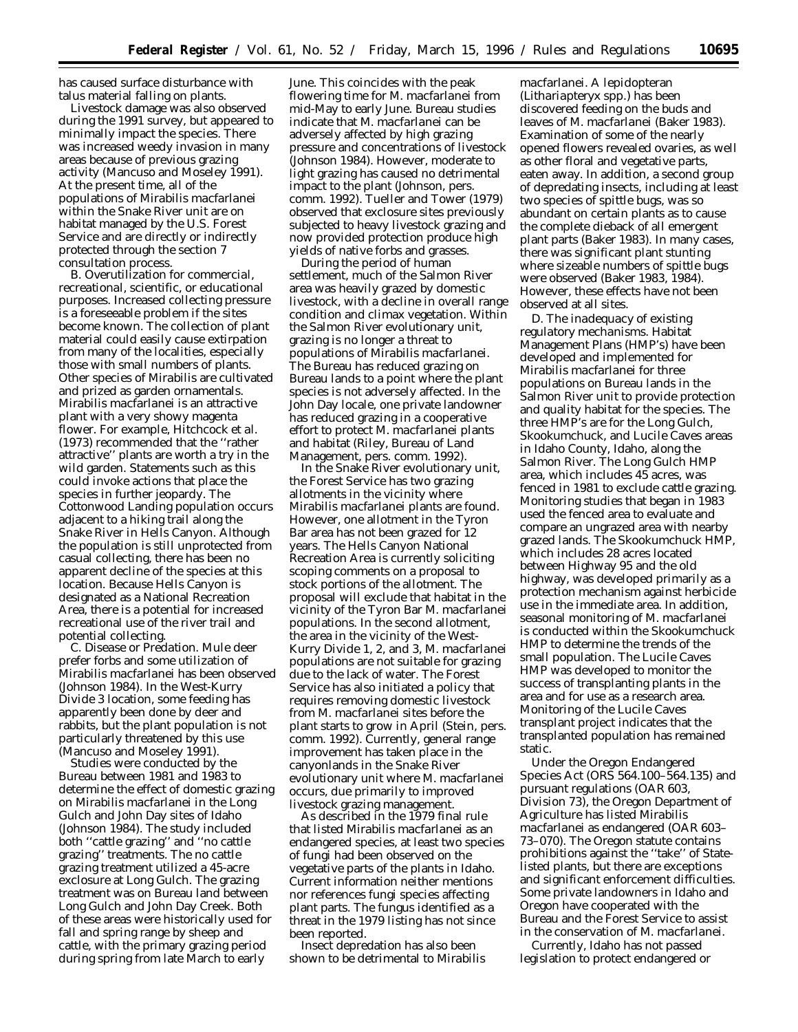has caused surface disturbance with talus material falling on plants.

Livestock damage was also observed during the 1991 survey, but appeared to minimally impact the species. There was increased weedy invasion in many areas because of previous grazing activity (Mancuso and Moseley 1991). At the present time, all of the populations of *Mirabilis macfarlanei* within the Snake River unit are on habitat managed by the U.S. Forest Service and are directly or indirectly protected through the section 7 consultation process.

B. *Overutilization for commercial, recreational, scientific, or educational purposes.* Increased collecting pressure is a foreseeable problem if the sites become known. The collection of plant material could easily cause extirpation from many of the localities, especially those with small numbers of plants. Other species of *Mirabilis* are cultivated and prized as garden ornamentals. *Mirabilis macfarlanei* is an attractive plant with a very showy magenta flower. For example, Hitchcock et al. (1973) recommended that the ''rather attractive'' plants are worth a try in the wild garden. Statements such as this could invoke actions that place the species in further jeopardy. The Cottonwood Landing population occurs adjacent to a hiking trail along the Snake River in Hells Canyon. Although the population is still unprotected from casual collecting, there has been no apparent decline of the species at this location. Because Hells Canyon is designated as a National Recreation Area, there is a potential for increased recreational use of the river trail and potential collecting.

C. *Disease or Predation.* Mule deer prefer forbs and some utilization of *Mirabilis macfarlanei* has been observed (Johnson 1984). In the West-Kurry Divide 3 location, some feeding has apparently been done by deer and rabbits, but the plant population is not particularly threatened by this use (Mancuso and Moseley 1991).

Studies were conducted by the Bureau between 1981 and 1983 to determine the effect of domestic grazing on *Mirabilis macfarlanei* in the Long Gulch and John Day sites of Idaho (Johnson 1984). The study included both ''cattle grazing'' and ''no cattle grazing'' treatments. The no cattle grazing treatment utilized a 45-acre exclosure at Long Gulch. The grazing treatment was on Bureau land between Long Gulch and John Day Creek. Both of these areas were historically used for fall and spring range by sheep and cattle, with the primary grazing period during spring from late March to early June. This coincides with the peak flowering time for *M. macfarlanei* from mid-May to early June. Bureau studies indicate that *M. macfarlanei* can be adversely affected by high grazing pressure and concentrations of livestock (Johnson 1984). However, moderate to light grazing has caused no detrimental impact to the plant (Johnson, pers. comm. 1992). Tueller and Tower (1979) observed that exclosure sites previously subjected to heavy livestock grazing and now provided protection produce high yields of native forbs and grasses.

During the period of human settlement, much of the Salmon River area was heavily grazed by domestic livestock, with a decline in overall range condition and climax vegetation. Within the Salmon River evolutionary unit, grazing is no longer a threat to populations of *Mirabilis macfarlanei*. The Bureau has reduced grazing on Bureau lands to a point where the plant species is not adversely affected. In the John Day locale, one private landowner has reduced grazing in a cooperative effort to protect *M. macfarlanei* plants and habitat (Riley, Bureau of Land Management, pers. comm. 1992).

In the Snake River evolutionary unit, the Forest Service has two grazing allotments in the vicinity where *Mirabilis macfarlanei* plants are found. However, one allotment in the Tyron Bar area has not been grazed for 12 years. The Hells Canyon National Recreation Area is currently soliciting scoping comments on a proposal to stock portions of the allotment. The proposal will exclude that habitat in the vicinity of the Tyron Bar *M. macfarlanei* populations. In the second allotment, the area in the vicinity of the West-Kurry Divide 1, 2, and 3, *M. macfarlanei* populations are not suitable for grazing due to the lack of water. The Forest Service has also initiated a policy that requires removing domestic livestock from *M. macfarlanei* sites before the plant starts to grow in April (Stein, pers. comm. 1992). Currently, general range improvement has taken place in the canyonlands in the Snake River evolutionary unit where *M. macfarlanei* occurs, due primarily to improved livestock grazing management.

As described in the 1979 final rule that listed *Mirabilis macfarlanei* as an endangered species, at least two species of fungi had been observed on the vegetative parts of the plants in Idaho. Current information neither mentions nor references fungi species affecting plant parts. The fungus identified as a threat in the 1979 listing has not since been reported.

Insect depredation has also been shown to be detrimental to *Mirabilis macfarlanei*. A lepidopteran (*Lithariapteryx* spp.) has been discovered feeding on the buds and leaves of *M. macfarlanei* (Baker 1983). Examination of some of the nearly opened flowers revealed ovaries, as well as other floral and vegetative parts, eaten away. In addition, a second group of depredating insects, including at least two species of spittle bugs, was so abundant on certain plants as to cause the complete dieback of all emergent plant parts (Baker 1983). In many cases, there was significant plant stunting where sizeable numbers of spittle bugs were observed (Baker 1983, 1984). However, these effects have not been observed at all sites.

D. *The inadequacy of existing regulatory mechanisms.* Habitat Management Plans (HMP's) have been developed and implemented for *Mirabilis macfarlanei* for three populations on Bureau lands in the Salmon River unit to provide protection and quality habitat for the species. The three HMP's are for the Long Gulch, Skookumchuck, and Lucile Caves areas in Idaho County, Idaho, along the Salmon River. The Long Gulch HMP area, which includes 45 acres, was fenced in 1981 to exclude cattle grazing. Monitoring studies that began in 1983 used the fenced area to evaluate and compare an ungrazed area with nearby grazed lands. The Skookumchuck HMP, which includes 28 acres located between Highway 95 and the old highway, was developed primarily as a protection mechanism against herbicide use in the immediate area. In addition, seasonal monitoring of *M. macfarlanei* is conducted within the Skookumchuck HMP to determine the trends of the small population. The Lucile Caves HMP was developed to monitor the success of transplanting plants in the area and for use as a research area. Monitoring of the Lucile Caves transplant project indicates that the transplanted population has remained static.

Under the Oregon Endangered Species Act (ORS 564.100–564.135) and pursuant regulations (OAR 603, Division 73), the Oregon Department of Agriculture has listed *Mirabilis macfarlanei* as endangered (OAR 603–73–070). The Oregon statute contains prohibitions against the ''take'' of State-listed plants, but there are exceptions and significant enforcement difficulties. Some private landowners in Idaho and Oregon have cooperated with the Bureau and the Forest Service to assist in the conservation of *M. macfarlanei*.

Currently, Idaho has not passed legislation to protect endangered or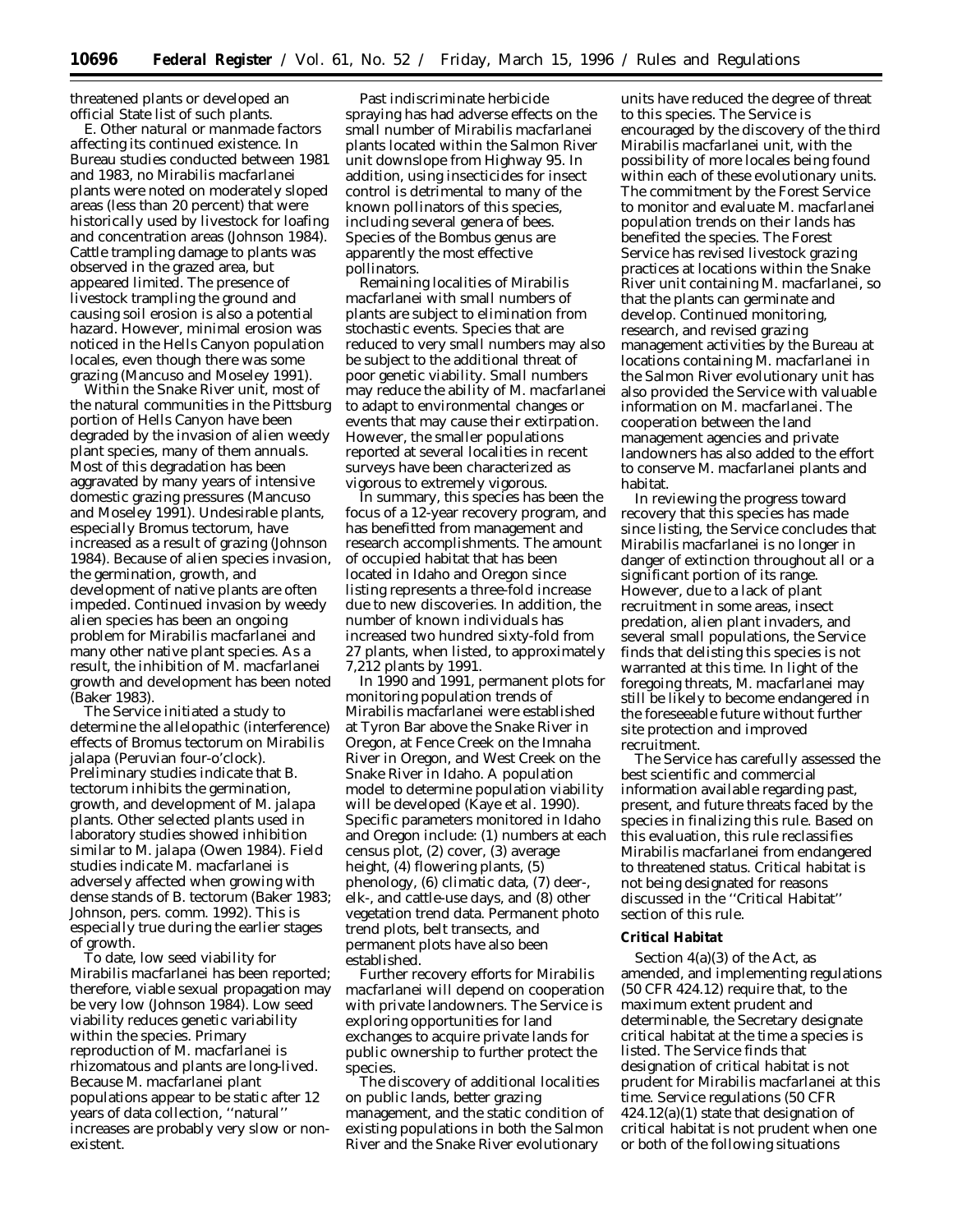threatened plants or developed an official State list of such plants.

E. Other natural or manmade factors affecting its continued existence. In Bureau studies conducted between 1981 and 1983, no *Mirabilis macfarlanei* plants were noted on moderately sloped areas (less than 20 percent) that were historically used by livestock for loafing and concentration areas (Johnson 1984). Cattle trampling damage to plants was observed in the grazed area, but appeared limited. The presence of livestock trampling the ground and causing soil erosion is also a potential hazard. However, minimal erosion was noticed in the Hells Canyon population locales, even though there was some grazing (Mancuso and Moseley 1991).

Within the Snake River unit, most of the natural communities in the Pittsburg portion of Hells Canyon have been degraded by the invasion of alien weedy plant species, many of them annuals. Most of this degradation has been aggravated by many years of intensive domestic grazing pressures (Mancuso and Moseley 1991). Undesirable plants, especially *Bromus tectorum*, have increased as a result of grazing (Johnson 1984). Because of alien species invasion, the germination, growth, and development of native plants are often impeded. Continued invasion by weedy alien species has been an ongoing problem for *Mirabilis macfarlanei* and many other native plant species. As a result, the inhibition of *M. macfarlanei* growth and development has been noted (Baker 1983).

The Service initiated a study to determine the allelopathic (interference) effects of *Bromus tectorum* on *Mirabilis jalapa* (Peruvian four-o'clock). Preliminary studies indicate that *B. tectorum* inhibits the germination, growth, and development of *M. jalapa* plants. Other selected plants used in laboratory studies showed inhibition similar to *M. jalapa* (Owen 1984). Field studies indicate *M. macfarlanei* is adversely affected when growing with dense stands of *B. tectorum* (Baker 1983; Johnson, pers. comm. 1992). This is especially true during the earlier stages of growth.

To date, low seed viability for *Mirabilis macfarlanei* has been reported; therefore, viable sexual propagation may be very low (Johnson 1984). Low seed viability reduces genetic variability within the species. Primary reproduction of *M. macfarlanei* is rhizomatous and plants are long-lived. Because *M. macfarlanei* plant populations appear to be static after 12 years of data collection, ''natural'' increases are probably very slow or non-existent.

Past indiscriminate herbicide spraying has had adverse effects on the small number of *Mirabilis macfarlanei* plants located within the Salmon River unit downslope from Highway 95. In addition, using insecticides for insect control is detrimental to many of the known pollinators of this species, including several genera of bees. Species of the *Bombus* genus are apparently the most effective pollinators.

Remaining localities of *Mirabilis macfarlanei* with small numbers of plants are subject to elimination from stochastic events. Species that are reduced to very small numbers may also be subject to the additional threat of poor genetic viability. Small numbers may reduce the ability of *M. macfarlanei* to adapt to environmental changes or events that may cause their extirpation. However, the smaller populations reported at several localities in recent surveys have been characterized as vigorous to extremely vigorous.

In summary, this species has been the focus of a 12-year recovery program, and has benefitted from management and research accomplishments. The amount of occupied habitat that has been located in Idaho and Oregon since listing represents a three-fold increase due to new discoveries. In addition, the number of known individuals has increased two hundred sixty-fold from 27 plants, when listed, to approximately 7,212 plants by 1991.

In 1990 and 1991, permanent plots for monitoring population trends of *Mirabilis macfarlanei* were established at Tyron Bar above the Snake River in Oregon, at Fence Creek on the Imnaha River in Oregon, and West Creek on the Snake River in Idaho. A population model to determine population viability will be developed (Kaye et al. 1990). Specific parameters monitored in Idaho and Oregon include: (1) numbers at each census plot, (2) cover, (3) average height, (4) flowering plants, (5) phenology, (6) climatic data, (7) deer-, elk-, and cattle-use days, and (8) other vegetation trend data. Permanent photo trend plots, belt transects, and permanent plots have also been established.

Further recovery efforts for *Mirabilis macfarlanei* will depend on cooperation with private landowners. The Service is exploring opportunities for land exchanges to acquire private lands for public ownership to further protect the species.

The discovery of additional localities on public lands, better grazing management, and the static condition of existing populations in both the Salmon River and the Snake River evolutionary units have reduced the degree of threat to this species. The Service is encouraged by the discovery of the third *Mirabilis macfarlanei* unit, with the possibility of more locales being found within each of these evolutionary units. The commitment by the Forest Service to monitor and evaluate *M. macfarlanei* population trends on their lands has benefited the species. The Forest Service has revised livestock grazing practices at locations within the Snake River unit containing *M. macfarlanei*, so that the plants can germinate and develop. Continued monitoring, research, and revised grazing management activities by the Bureau at locations containing *M. macfarlanei* in the Salmon River evolutionary unit has also provided the Service with valuable information on *M. macfarlanei*. The cooperation between the land management agencies and private landowners has also added to the effort to conserve *M. macfarlanei* plants and habitat.

In reviewing the progress toward recovery that this species has made since listing, the Service concludes that *Mirabilis macfarlanei* is no longer in danger of extinction throughout all or a significant portion of its range. However, due to a lack of plant recruitment in some areas, insect predation, alien plant invaders, and several small populations, the Service finds that delisting this species is not warranted at this time. In light of the foregoing threats, *M. macfarlanei* may still be likely to become endangered in the foreseeable future without further site protection and improved recruitment.

The Service has carefully assessed the best scientific and commercial information available regarding past, present, and future threats faced by the species in finalizing this rule. Based on this evaluation, this rule reclassifies *Mirabilis macfarlanei* from endangered to threatened status. Critical habitat is not being designated for reasons discussed in the ''Critical Habitat'' section of this rule.

**Critical Habitat**

Section 4(a)(3) of the Act, as amended, and implementing regulations (50 CFR 424.12) require that, to the maximum extent prudent and determinable, the Secretary designate critical habitat at the time a species is listed. The Service finds that designation of critical habitat is not prudent for *Mirabilis macfarlanei* at this time. Service regulations (50 CFR 424.12(a)(1) state that designation of critical habitat is not prudent when one or both of the following situations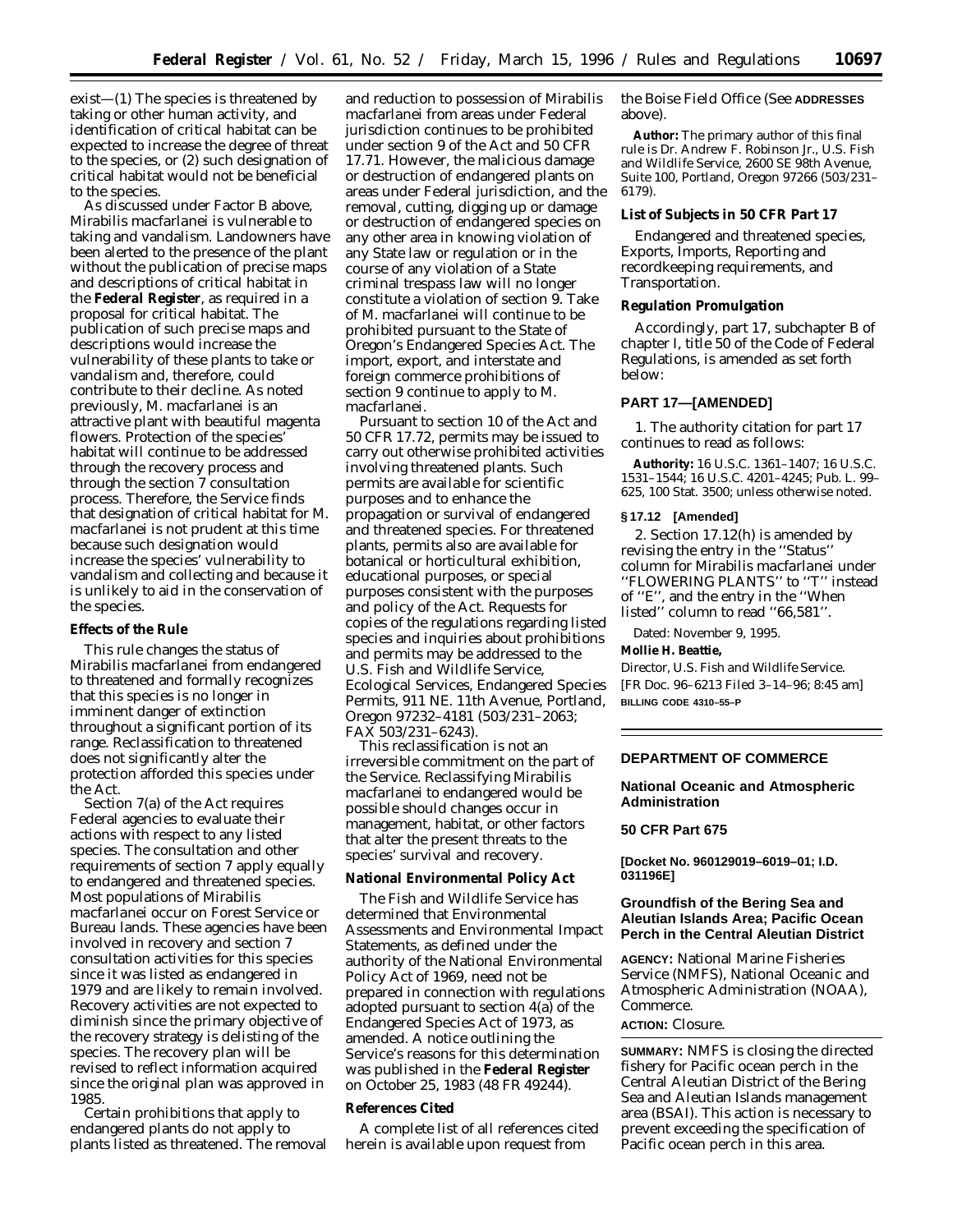exist—(1) The species is threatened by taking or other human activity, and identification of critical habitat can be expected to increase the degree of threat to the species, or (2) such designation of critical habitat would not be beneficial to the species.

As discussed under Factor B above, *Mirabilis macfarlanei* is vulnerable to taking and vandalism. Landowners have been alerted to the presence of the plant without the publication of precise maps and descriptions of critical habitat in the **Federal Register**, as required in a proposal for critical habitat. The publication of such precise maps and descriptions would increase the vulnerability of these plants to take or vandalism and, therefore, could contribute to their decline. As noted previously, *M. macfarlanei* is an attractive plant with beautiful magenta flowers. Protection of the species' habitat will continue to be addressed through the recovery process and through the section 7 consultation process. Therefore, the Service finds that designation of critical habitat for *M. macfarlanei* is not prudent at this time because such designation would increase the species' vulnerability to vandalism and collecting and because it is unlikely to aid in the conservation of the species.

**Effects of the Rule**

This rule changes the status of *Mirabilis macfarlanei* from endangered to threatened and formally recognizes that this species is no longer in imminent danger of extinction throughout a significant portion of its range. Reclassification to threatened does not significantly alter the protection afforded this species under the Act.

Section 7(a) of the Act requires Federal agencies to evaluate their actions with respect to any listed species. The consultation and other requirements of section 7 apply equally to endangered and threatened species. Most populations of *Mirabilis macfarlanei* occur on Forest Service or Bureau lands. These agencies have been involved in recovery and section 7 consultation activities for this species since it was listed as endangered in 1979 and are likely to remain involved. Recovery activities are not expected to diminish since the primary objective of the recovery strategy is delisting of the species. The recovery plan will be revised to reflect information acquired since the original plan was approved in 1985.

Certain prohibitions that apply to endangered plants do not apply to plants listed as threatened. The removal and reduction to possession of *Mirabilis macfarlanei* from areas under Federal jurisdiction continues to be prohibited under section 9 of the Act and 50 CFR 17.71. However, the malicious damage or destruction of endangered plants on areas under Federal jurisdiction, and the removal, cutting, digging up or damage or destruction of endangered species on any other area in knowing violation of any State law or regulation or in the course of any violation of a State criminal trespass law will no longer constitute a violation of section 9. Take of *M. macfarlanei* will continue to be prohibited pursuant to the State of Oregon's Endangered Species Act. The import, export, and interstate and foreign commerce prohibitions of section 9 continue to apply to *M. macfarlanei*.

Pursuant to section 10 of the Act and 50 CFR 17.72, permits may be issued to carry out otherwise prohibited activities involving threatened plants. Such permits are available for scientific purposes and to enhance the propagation or survival of endangered and threatened species. For threatened plants, permits also are available for botanical or horticultural exhibition, educational purposes, or special purposes consistent with the purposes and policy of the Act. Requests for copies of the regulations regarding listed species and inquiries about prohibitions and permits may be addressed to the U.S. Fish and Wildlife Service, Ecological Services, Endangered Species Permits, 911 NE. 11th Avenue, Portland, Oregon 97232–4181 (503/231–2063; FAX 503/231–6243).

This reclassification is not an irreversible commitment on the part of the Service. Reclassifying *Mirabilis macfarlanei* to endangered would be possible should changes occur in management, habitat, or other factors that alter the present threats to the species' survival and recovery.

**National Environmental Policy Act**

The Fish and Wildlife Service has determined that Environmental Assessments and Environmental Impact Statements, as defined under the authority of the National Environmental Policy Act of 1969, need not be prepared in connection with regulations adopted pursuant to section 4(a) of the Endangered Species Act of 1973, as amended. A notice outlining the Service's reasons for this determination was published in the **Federal Register** on October 25, 1983 (48 FR 49244).

**References Cited**

A complete list of all references cited herein is available upon request from the Boise Field Office (See **ADDRESSES** above).

**Author:** The primary author of this final rule is Dr. Andrew F. Robinson Jr., U.S. Fish and Wildlife Service, 2600 SE 98th Avenue, Suite 100, Portland, Oregon 97266 (503/231–6179).

**List of Subjects in 50 CFR Part 17**

Endangered and threatened species, Exports, Imports, Reporting and recordkeeping requirements, and Transportation.

**Regulation Promulgation**

Accordingly, part 17, subchapter B of chapter I, title 50 of the Code of Federal Regulations, is amended as set forth below:

**PART 17—[AMENDED]**

1. The authority citation for part 17 continues to read as follows:

**Authority:** 16 U.S.C. 1361–1407; 16 U.S.C. 1531–1544; 16 U.S.C. 4201–4245; Pub. L. 99–625, 100 Stat. 3500; unless otherwise noted.

**§ 17.12 [Amended]**

2. Section 17.12(h) is amended by revising the entry in the ''Status'' column for *Mirabilis macfarlanei* under ''FLOWERING PLANTS'' to ''T'' instead of ''E'', and the entry in the ''When listed'' column to read ''66,581''.

Dated: November 9, 1995.

**Mollie H. Beattie,**

*Director, U.S. Fish and Wildlife Service.*

[FR Doc. 96–6213 Filed 3–14–96; 8:45 am]

**BILLING CODE 4310–55–P**

---

**DEPARTMENT OF COMMERCE**

**National Oceanic and Atmospheric Administration**

**50 CFR Part 675**

**[Docket No. 960129019–6019–01; I.D. 031196E]**

**Groundfish of the Bering Sea and Aleutian Islands Area; Pacific Ocean Perch in the Central Aleutian District**

**AGENCY:** National Marine Fisheries Service (NMFS), National Oceanic and Atmospheric Administration (NOAA), Commerce.

**ACTION:** Closure.

**SUMMARY:** NMFS is closing the directed fishery for Pacific ocean perch in the Central Aleutian District of the Bering Sea and Aleutian Islands management area (BSAI). This action is necessary to prevent exceeding the specification of Pacific ocean perch in this area.